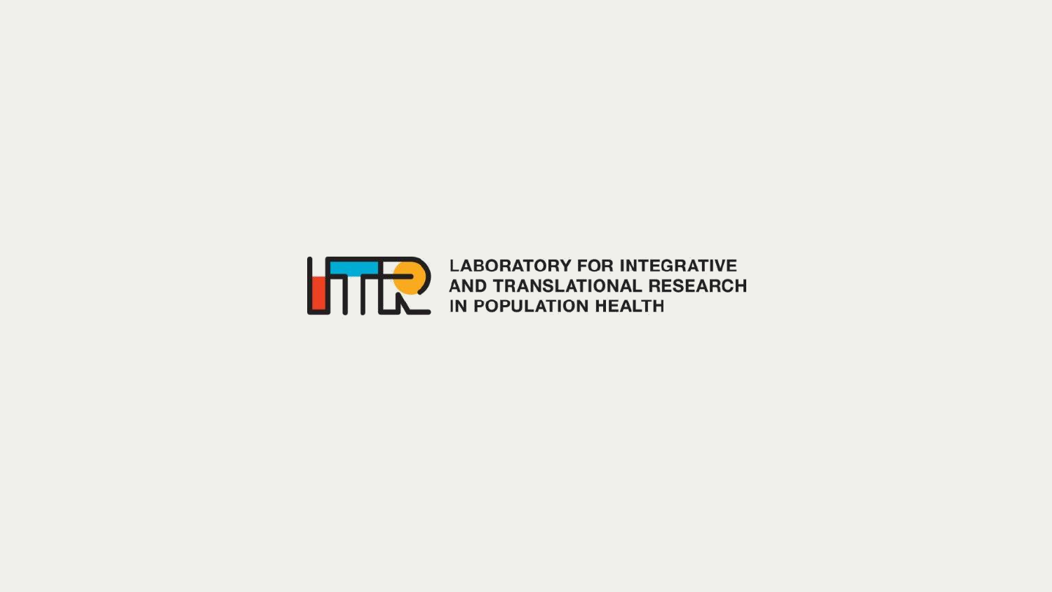LABORATORY FOR INTEGRATIVE AND TRANSLATIONAL RESEARCH IN POPULATION HEALTH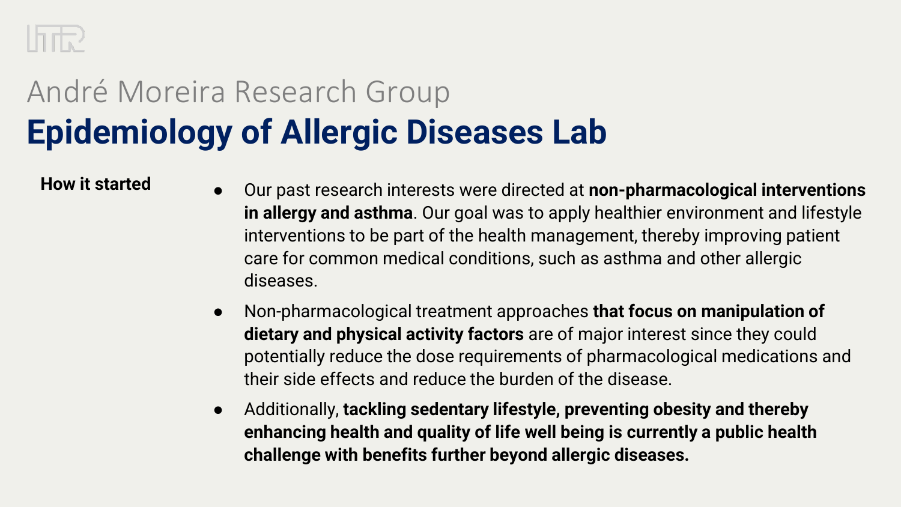André Moreira Research Group

# Epidemiology of Allergic Diseases Lab

**How it started**

- Our past research interests were directed at **non-pharmacological interventions in allergy and asthma**. Our goal was to apply healthier environment and lifestyle interventions to be part of the health management, thereby improving patient care for common medical conditions, such as asthma and other allergic diseases.
- Non-pharmacological treatment approaches **that focus on manipulation of dietary and physical activity factors** are of major interest since they could potentially reduce the dose requirements of pharmacological medications and their side effects and reduce the burden of the disease.
- Additionally, **tackling sedentary lifestyle, preventing obesity and thereby enhancing health and quality of life well being is currently a public health challenge with benefits further beyond allergic diseases.**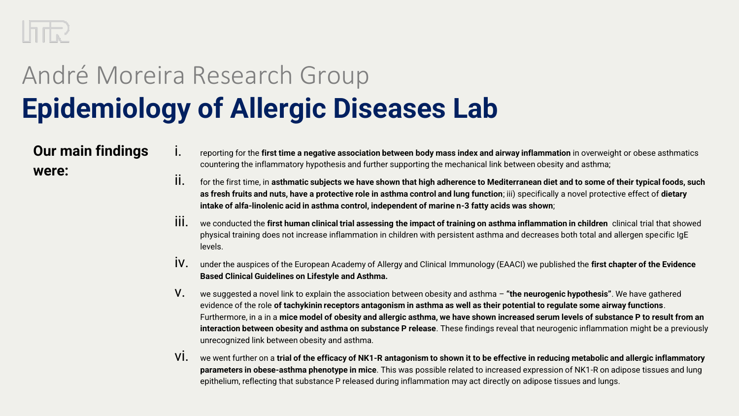# André Moreira Research Group

# Epidemiology of Allergic Diseases Lab

**Our main findings were:**

i. reporting for the **first time a negative association between body mass index and airway inflammation** in overweight or obese asthmatics countering the inflammatory hypothesis and further supporting the mechanical link between obesity and asthma;

ii. for the first time, in **asthmatic subjects we have shown that high adherence to Mediterranean diet and to some of their typical foods, such as fresh fruits and nuts, have a protective role in asthma control and lung function**; iii) specifically a novel protective effect of **dietary intake of alfa-linolenic acid in asthma control, independent of marine n-3 fatty acids was shown**;

iii. we conducted the **first human clinical trial assessing the impact of training on asthma inflammation in children** clinical trial that showed physical training does not increase inflammation in children with persistent asthma and decreases both total and allergen specific IgE levels.

iv. under the auspices of the European Academy of Allergy and Clinical Immunology (EAACI) we published the **first chapter of the Evidence Based Clinical Guidelines on Lifestyle and Asthma.**

v. we suggested a novel link to explain the association between obesity and asthma – **"the neurogenic hypothesis"**. We have gathered evidence of the role **of tachykinin receptors antagonism in asthma as well as their potential to regulate some airway functions**. Furthermore, in a in a **mice model of obesity and allergic asthma, we have shown increased serum levels of substance P to result from an interaction between obesity and asthma on substance P release**. These findings reveal that neurogenic inflammation might be a previously unrecognized link between obesity and asthma.

vi. we went further on a **trial of the efficacy of NK1-R antagonism to shown it to be effective in reducing metabolic and allergic inflammatory parameters in obese-asthma phenotype in mice**. This was possible related to increased expression of NK1-R on adipose tissues and lung epithelium, reflecting that substance P released during inflammation may act directly on adipose tissues and lungs.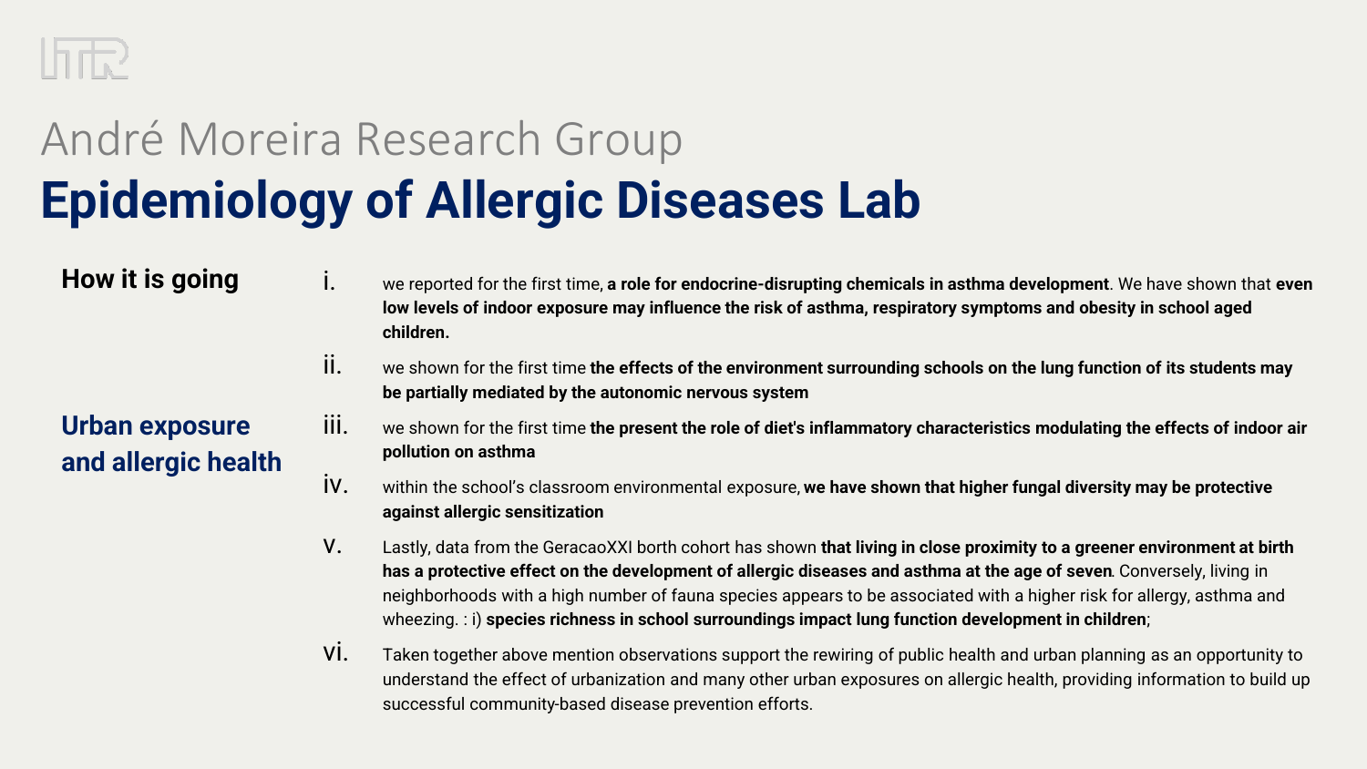André Moreira Research Group

# Epidemiology of Allergic Diseases Lab

**How it is going**

## Urban exposure and allergic health

i. we reported for the first time, **a role for endocrine-disrupting chemicals in asthma development**. We have shown that **even low levels of indoor exposure may influence the risk of asthma, respiratory symptoms and obesity in school aged children.**

ii. we shown for the first time **the effects of the environment surrounding schools on the lung function of its students may be partially mediated by the autonomic nervous system**

iii. we shown for the first time **the present the role of diet's inflammatory characteristics modulating the effects of indoor air pollution on asthma**

iv. within the school's classroom environmental exposure, **we have shown that higher fungal diversity may be protective against allergic sensitization**

v. Lastly, data from the GeracaoXXI borth cohort has shown **that living in close proximity to a greener environment at birth has a protective effect on the development of allergic diseases and asthma at the age of seven**. Conversely, living in neighborhoods with a high number of fauna species appears to be associated with a higher risk for allergy, asthma and wheezing. : i) **species richness in school surroundings impact lung function development in children**;

vi. Taken together above mention observations support the rewiring of public health and urban planning as an opportunity to understand the effect of urbanization and many other urban exposures on allergic health, providing information to build up successful community-based disease prevention efforts.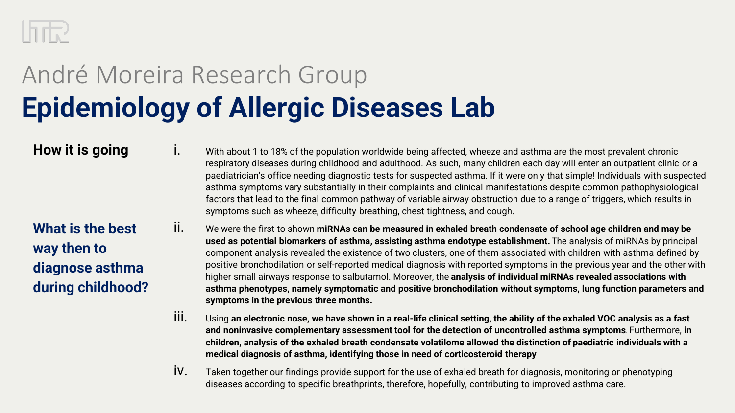André Moreira Research Group

# Epidemiology of Allergic Diseases Lab

**How it is going**

**What is the best way then to diagnose asthma during childhood?**

i. With about 1 to 18% of the population worldwide being affected, wheeze and asthma are the most prevalent chronic respiratory diseases during childhood and adulthood. As such, many children each day will enter an outpatient clinic or a paediatrician's office needing diagnostic tests for suspected asthma. If it were only that simple! Individuals with suspected asthma symptoms vary substantially in their complaints and clinical manifestations despite common pathophysiological factors that lead to the final common pathway of variable airway obstruction due to a range of triggers, which results in symptoms such as wheeze, difficulty breathing, chest tightness, and cough.

ii. We were the first to shown **miRNAs can be measured in exhaled breath condensate of school age children and may be used as potential biomarkers of asthma, assisting asthma endotype establishment.** The analysis of miRNAs by principal component analysis revealed the existence of two clusters, one of them associated with children with asthma defined by positive bronchodilation or self-reported medical diagnosis with reported symptoms in the previous year and the other with higher small airways response to salbutamol. Moreover, the **analysis of individual miRNAs revealed associations with asthma phenotypes, namely symptomatic and positive bronchodilation without symptoms, lung function parameters and symptoms in the previous three months.**

iii. Using **an electronic nose, we have shown in a real-life clinical setting, the ability of the exhaled VOC analysis as a fast and noninvasive complementary assessment tool for the detection of uncontrolled asthma symptoms**. Furthermore, **in children, analysis of the exhaled breath condensate volatilome allowed the distinction of paediatric individuals with a medical diagnosis of asthma, identifying those in need of corticosteroid therapy**

iv. Taken together our findings provide support for the use of exhaled breath for diagnosis, monitoring or phenotyping diseases according to specific breathprints, therefore, hopefully, contributing to improved asthma care.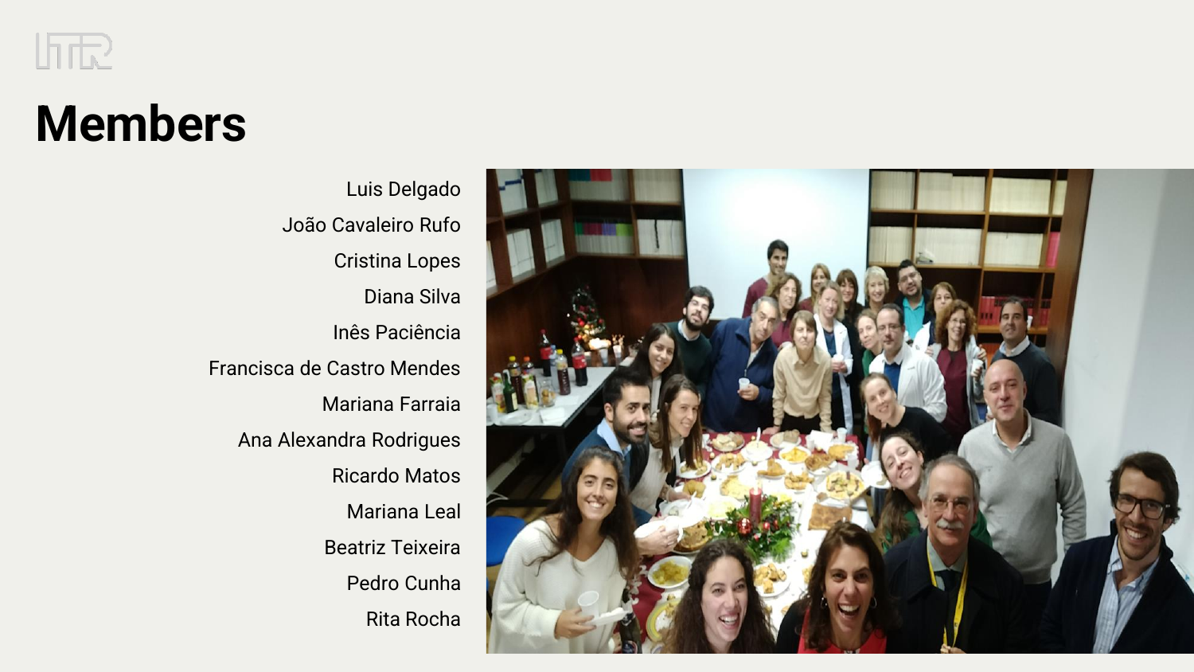# Members

- Luis Delgado
- João Cavaleiro Rufo
- Cristina Lopes
- Diana Silva
- Inês Paciência
- Francisca de Castro Mendes
- Mariana Farraia
- Ana Alexandra Rodrigues
- Ricardo Matos
- Mariana Leal
- Beatriz Teixeira
- Pedro Cunha
- Rita Rocha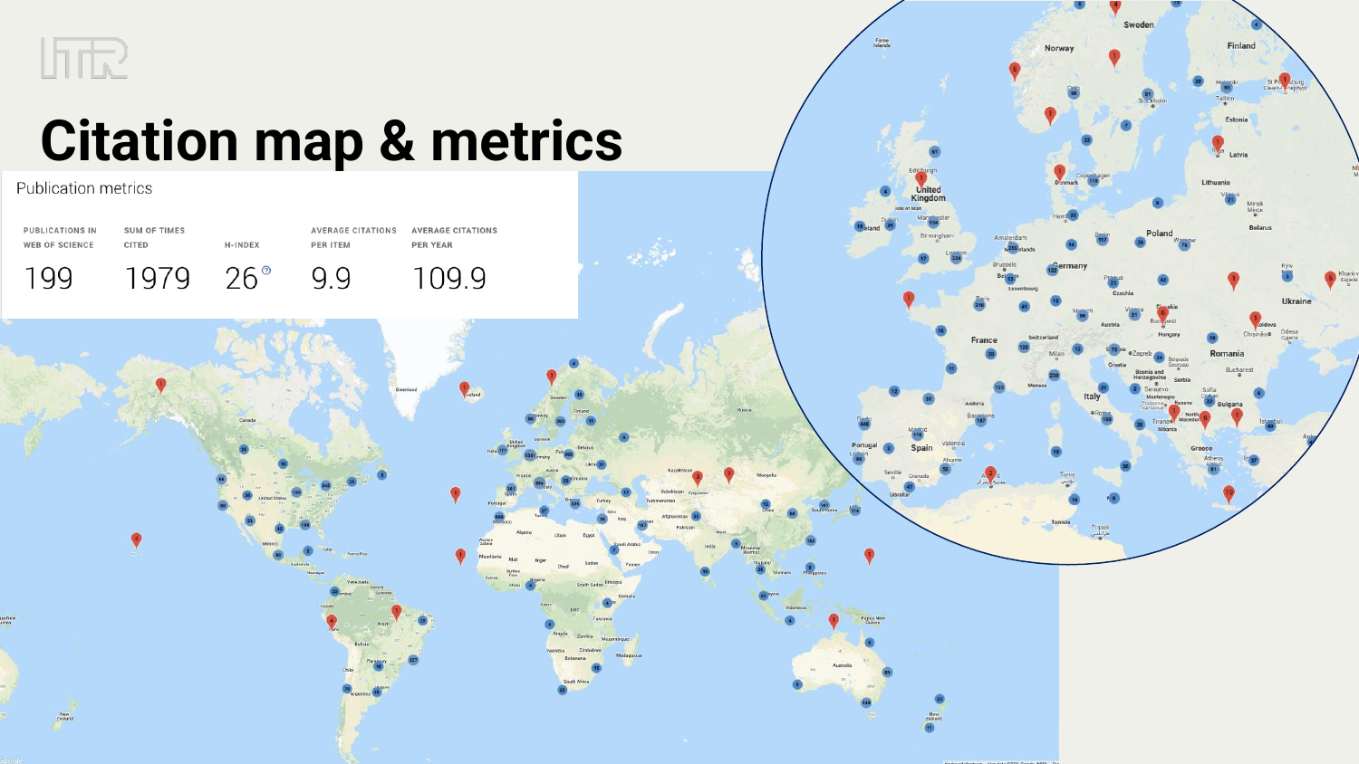# Citation map & metrics

Publication metrics

| PUBLICATIONS IN WEB OF SCIENCE | SUM OF TIMES CITED | H-INDEX | AVERAGE CITATIONS PER ITEM | AVERAGE CITATIONS PER YEAR |
| --- | --- | --- | --- | --- |
| 199 | 1979 | 26 | 9.9 | 109.9 |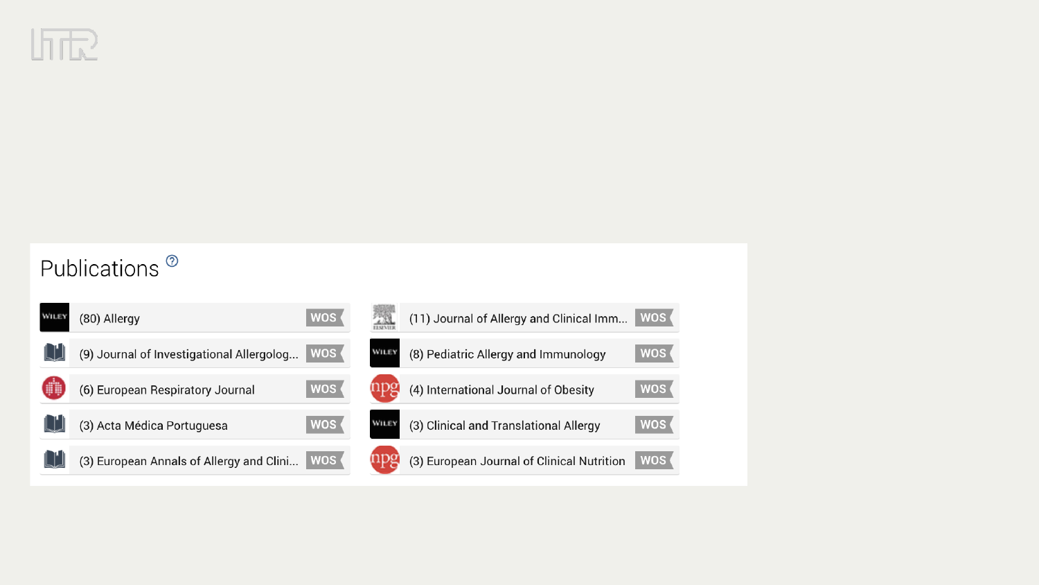## Publications

- (80) Allergy — WOS
- (11) Journal of Allergy and Clinical Imm... — WOS
- (9) Journal of Investigational Allergolog... — WOS
- (8) Pediatric Allergy and Immunology — WOS
- (6) European Respiratory Journal — WOS
- (4) International Journal of Obesity — WOS
- (3) Acta Médica Portuguesa — WOS
- (3) Clinical and Translational Allergy — WOS
- (3) European Annals of Allergy and Clini... — WOS
- (3) European Journal of Clinical Nutrition — WOS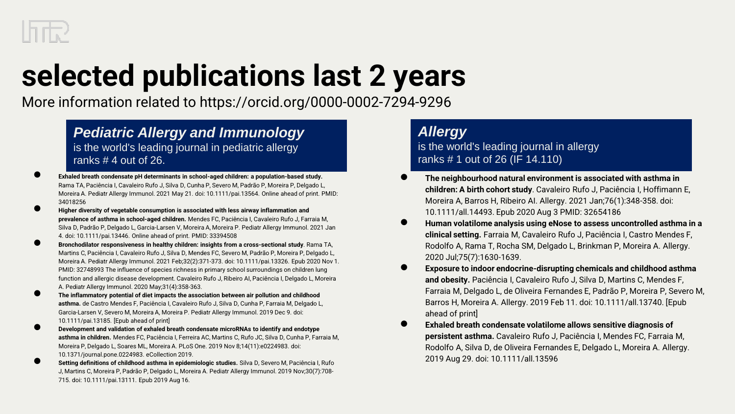# selected publications last 2 years

More information related to https://orcid.org/0000-0002-7294-9296

## *Pediatric Allergy and Immunology*

is the world's leading journal in pediatric allergy
ranks # 4 out of 26.

- **Exhaled breath condensate pH determinants in school-aged children: a population-based study.** Rama TA, Paciência I, Cavaleiro Rufo J, Silva D, Cunha P, Severo M, Padrão P, Moreira P, Delgado L, Moreira A. Pediatr Allergy Immunol. 2021 May 21. doi: 10.1111/pai.13564. Online ahead of print. PMID: 34018256
- **Higher diversity of vegetable consumption is associated with less airway inflammation and prevalence of asthma in school-aged children.** Mendes FC, Paciência I, Cavaleiro Rufo J, Farraia M, Silva D, Padrão P, Delgado L, Garcia-Larsen V, Moreira A, Moreira P. Pediatr Allergy Immunol. 2021 Jan 4. doi: 10.1111/pai.13446. Online ahead of print. PMID: 33394508
- **Bronchodilator responsiveness in healthy children: insights from a cross-sectional study**. Rama TA, Martins C, Paciência I, Cavaleiro Rufo J, Silva D, Mendes FC, Severo M, Padrão P, Moreira P, Delgado L, Moreira A. Pediatr Allergy Immunol. 2021 Feb;32(2):371-373. doi: 10.1111/pai.13326. Epub 2020 Nov 1. PMID: 32748993 The influence of species richness in primary school surroundings on children lung function and allergic disease development. Cavaleiro Rufo J, Ribeiro AI, Paciência I, Delgado L, Moreira A. Pediatr Allergy Immunol. 2020 May;31(4):358-363.
- **The inflammatory potential of diet impacts the association between air pollution and childhood asthma.** de Castro Mendes F, Paciência I, Cavaleiro Rufo J, Silva D, Cunha P, Farraia M, Delgado L, Garcia-Larsen V, Severo M, Moreira A, Moreira P. Pediatr Allergy Immunol. 2019 Dec 9. doi: 10.1111/pai.13185. [Epub ahead of print]
- **Development and validation of exhaled breath condensate microRNAs to identify and endotype asthma in children.** Mendes FC, Paciência I, Ferreira AC, Martins C, Rufo JC, Silva D, Cunha P, Farraia M, Moreira P, Delgado L, Soares ML, Moreira A. PLoS One. 2019 Nov 8;14(11):e0224983. doi: 10.1371/journal.pone.0224983. eCollection 2019.
- **Setting definitions of childhood asthma in epidemiologic studies.** Silva D, Severo M, Paciência I, Rufo J, Martins C, Moreira P, Padrão P, Delgado L, Moreira A. Pediatr Allergy Immunol. 2019 Nov;30(7):708-715. doi: 10.1111/pai.13111. Epub 2019 Aug 16.

## *Allergy*

is the world's leading journal in allergy
ranks # 1 out of 26 (IF 14.110)

- **The neighbourhood natural environment is associated with asthma in children: A birth cohort study**. Cavaleiro Rufo J, Paciência I, Hoffimann E, Moreira A, Barros H, Ribeiro AI. Allergy. 2021 Jan;76(1):348-358. doi: 10.1111/all.14493. Epub 2020 Aug 3 PMID: 32654186
- **Human volatilome analysis using eNose to assess uncontrolled asthma in a clinical setting.** Farraia M, Cavaleiro Rufo J, Paciência I, Castro Mendes F, Rodolfo A, Rama T, Rocha SM, Delgado L, Brinkman P, Moreira A. Allergy. 2020 Jul;75(7):1630-1639.
- **Exposure to indoor endocrine-disrupting chemicals and childhood asthma and obesity.** Paciência I, Cavaleiro Rufo J, Silva D, Martins C, Mendes F, Farraia M, Delgado L, de Oliveira Fernandes E, Padrão P, Moreira P, Severo M, Barros H, Moreira A. Allergy. 2019 Feb 11. doi: 10.1111/all.13740. [Epub ahead of print]
- **Exhaled breath condensate volatilome allows sensitive diagnosis of persistent asthma.** Cavaleiro Rufo J, Paciência I, Mendes FC, Farraia M, Rodolfo A, Silva D, de Oliveira Fernandes E, Delgado L, Moreira A. Allergy. 2019 Aug 29. doi: 10.1111/all.13596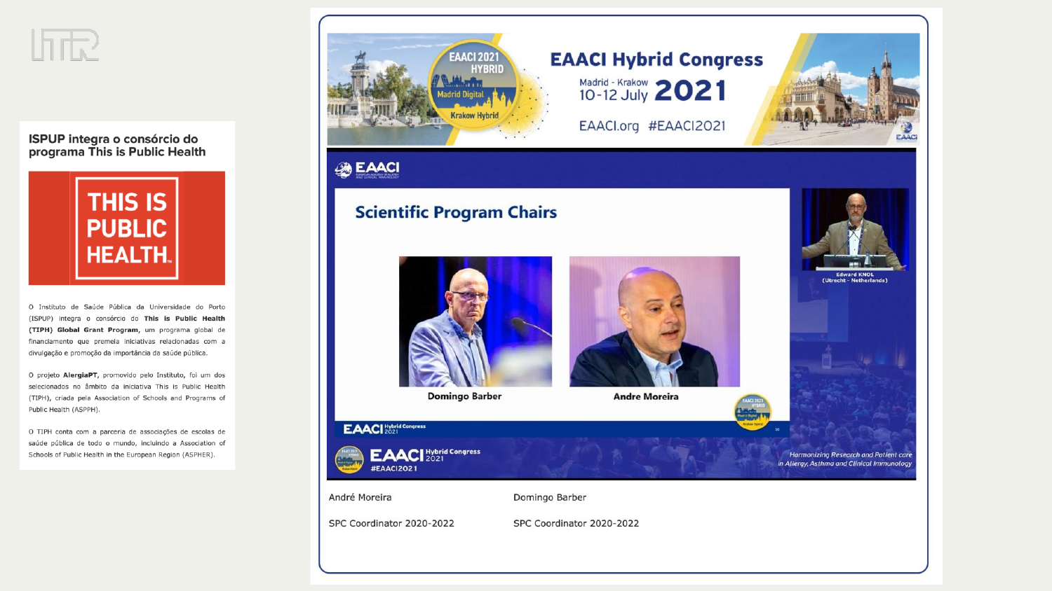## ISPUP integra o consórcio do programa This is Public Health

THIS IS PUBLIC HEALTH.

O Instituto de Saúde Pública da Universidade do Porto (ISPUP) integra o consórcio do **This is Public Health (TIPH) Global Grant Program**, um programa global de financiamento que premeia iniciativas relacionadas com a divulgação e promoção da importância da saúde pública.

O projeto **AlergiaPT**, promovido pelo Instituto, foi um dos selecionados no âmbito da iniciativa This is Public Health (TIPH), criada pela Association of Schools and Programs of Public Health (ASPPH).

O TIPH conta com a parceria de associações de escolas de saúde pública de todo o mundo, incluindo a Association of Schools of Public Health in the European Region (ASPHER).

EAACI Hybrid Congress

Madrid - Krakow 10-12 July 2021

EAACI.org #EAACI2021

Scientific Program Chairs

Domingo Barber

Andre Moreira

André Moreira — SPC Coordinator 2020-2022

Domingo Barber — SPC Coordinator 2020-2022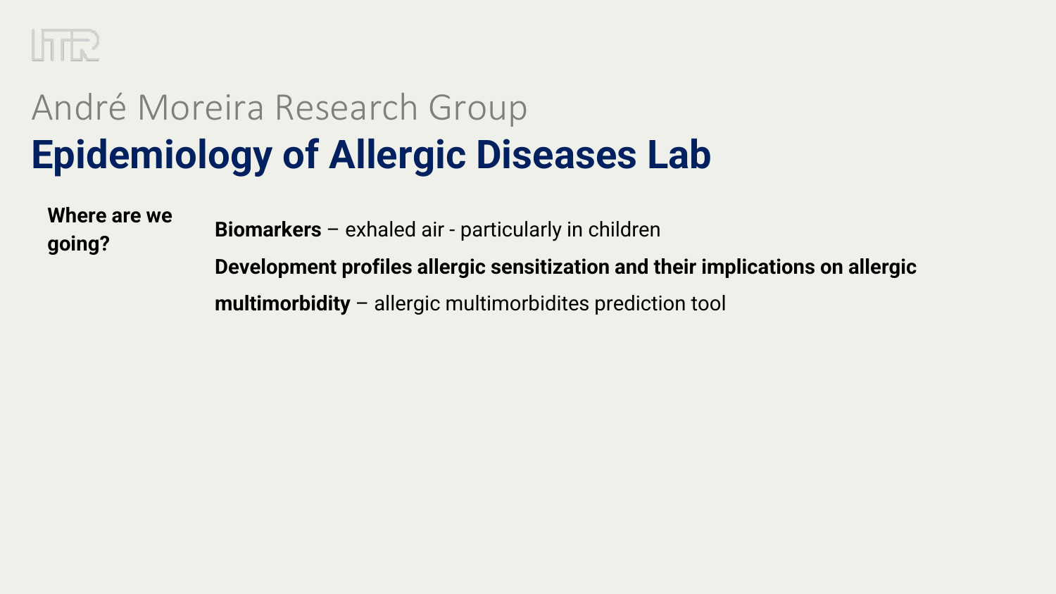André Moreira Research Group

# Epidemiology of Allergic Diseases Lab

**Where are we going?**

**Biomarkers** – exhaled air - particularly in children

**Development profiles allergic sensitization and their implications on allergic multimorbidity** – allergic multimorbidites prediction tool